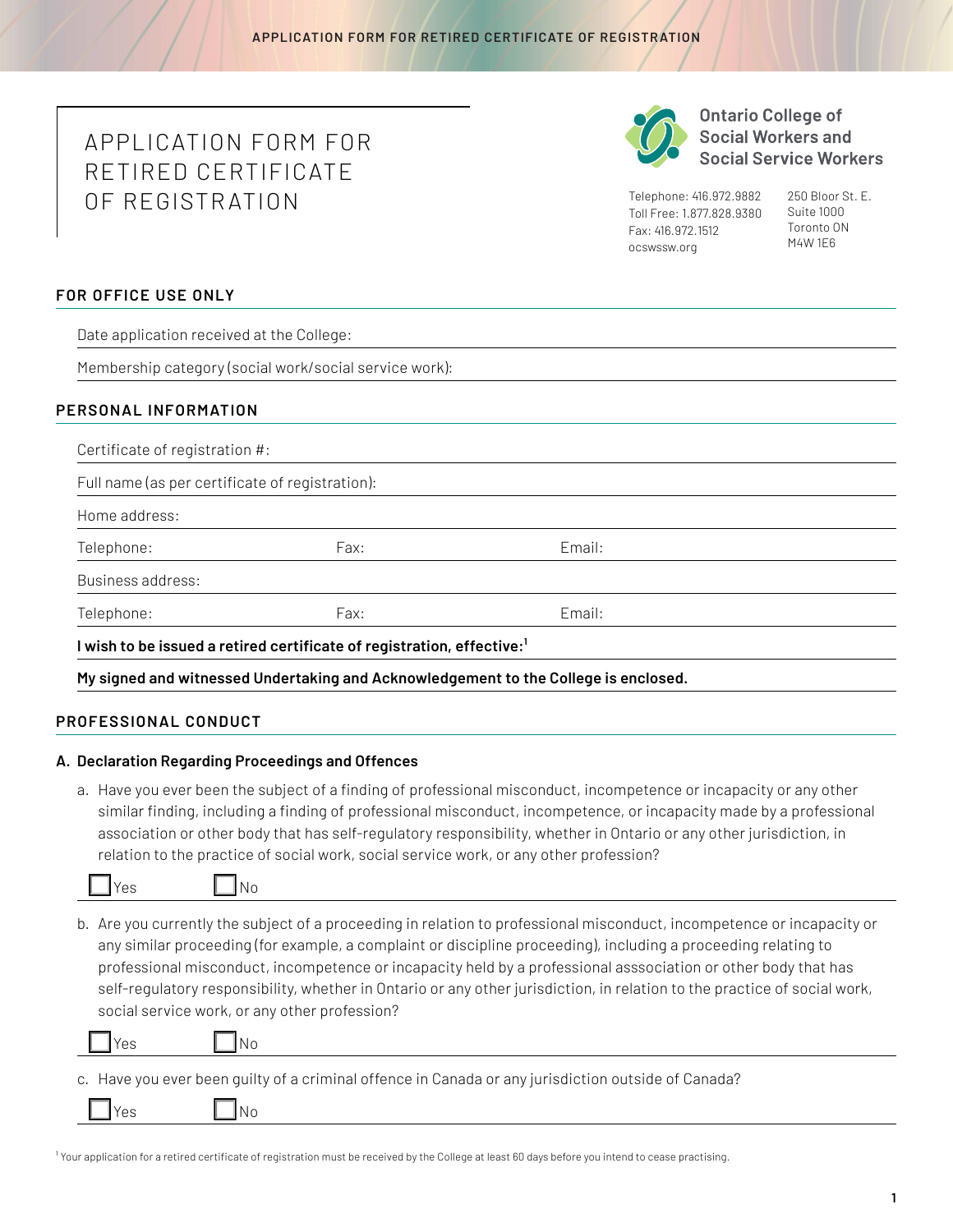# APPLICATION FORM FOR RETIRED CERTIFICATE OF REGISTRATION

**Ontario College of Social Workers and Social Service Workers**

Telephone: 416.972.9882
Toll Free: 1.877.828.9380
Fax: 416.972.1512
ocswssw.org

250 Bloor St. E.
Suite 1000
Toronto ON
M4W 1E6

## FOR OFFICE USE ONLY

Date application received at the College:

Membership category (social work/social service work):

## PERSONAL INFORMATION

Certificate of registration #:

Full name (as per certificate of registration):

Home address:

Telephone: Fax: Email:

Business address:

Telephone: Fax: Email:

**I wish to be issued a retired certificate of registration, effective:[1]**

**My signed and witnessed Undertaking and Acknowledgement to the College is enclosed.**

## PROFESSIONAL CONDUCT

### A. Declaration Regarding Proceedings and Offences

a. Have you ever been the subject of a finding of professional misconduct, incompetence or incapacity or any other similar finding, including a finding of professional misconduct, incompetence, or incapacity made by a professional association or other body that has self-regulatory responsibility, whether in Ontario or any other jurisdiction, in relation to the practice of social work, social service work, or any other profession?

☐ Yes ☐ No

b. Are you currently the subject of a proceeding in relation to professional misconduct, incompetence or incapacity or any similar proceeding (for example, a complaint or discipline proceeding), including a proceeding relating to professional misconduct, incompetence or incapacity held by a professional asssociation or other body that has self-regulatory responsibility, whether in Ontario or any other jurisdiction, in relation to the practice of social work, social service work, or any other profession?

☐ Yes ☐ No

c. Have you ever been guilty of a criminal offence in Canada or any jurisdiction outside of Canada?

☐ Yes ☐ No

[1] Your application for a retired certificate of registration must be received by the College at least 60 days before you intend to cease practising.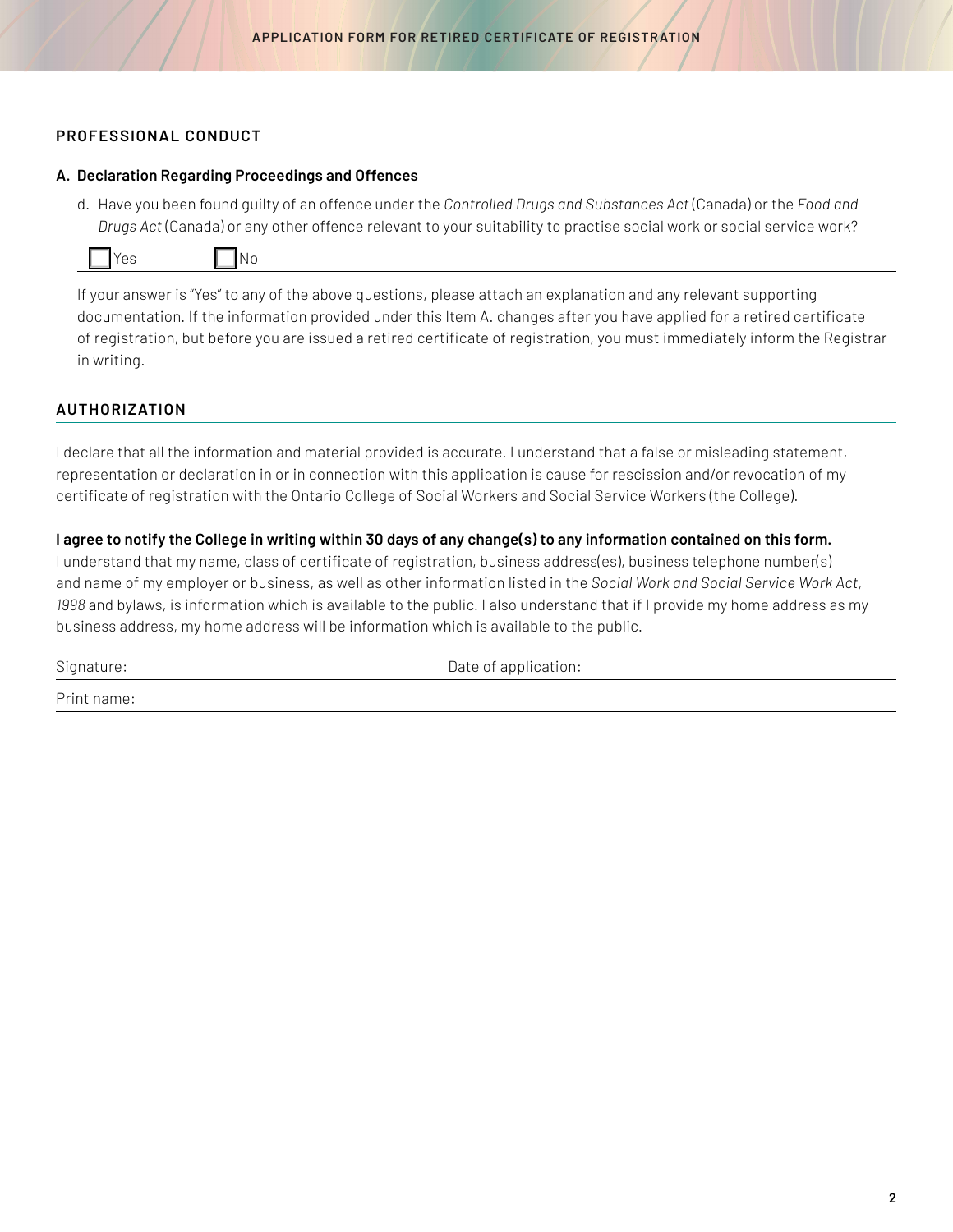## PROFESSIONAL CONDUCT

### A. Declaration Regarding Proceedings and Offences

d. Have you been found guilty of an offence under the *Controlled Drugs and Substances Act* (Canada) or the *Food and Drugs Act* (Canada) or any other offence relevant to your suitability to practise social work or social service work?

☐ Yes ☐ No

If your answer is "Yes" to any of the above questions, please attach an explanation and any relevant supporting documentation. If the information provided under this Item A. changes after you have applied for a retired certificate of registration, but before you are issued a retired certificate of registration, you must immediately inform the Registrar in writing.

## AUTHORIZATION

I declare that all the information and material provided is accurate. I understand that a false or misleading statement, representation or declaration in or in connection with this application is cause for rescission and/or revocation of my certificate of registration with the Ontario College of Social Workers and Social Service Workers (the College).

**I agree to notify the College in writing within 30 days of any change(s) to any information contained on this form.**
I understand that my name, class of certificate of registration, business address(es), business telephone number(s) and name of my employer or business, as well as other information listed in the *Social Work and Social Service Work Act, 1998* and bylaws, is information which is available to the public. I also understand that if I provide my home address as my business address, my home address will be information which is available to the public.

Signature: ____________________ Date of application: ____________________

Print name: ____________________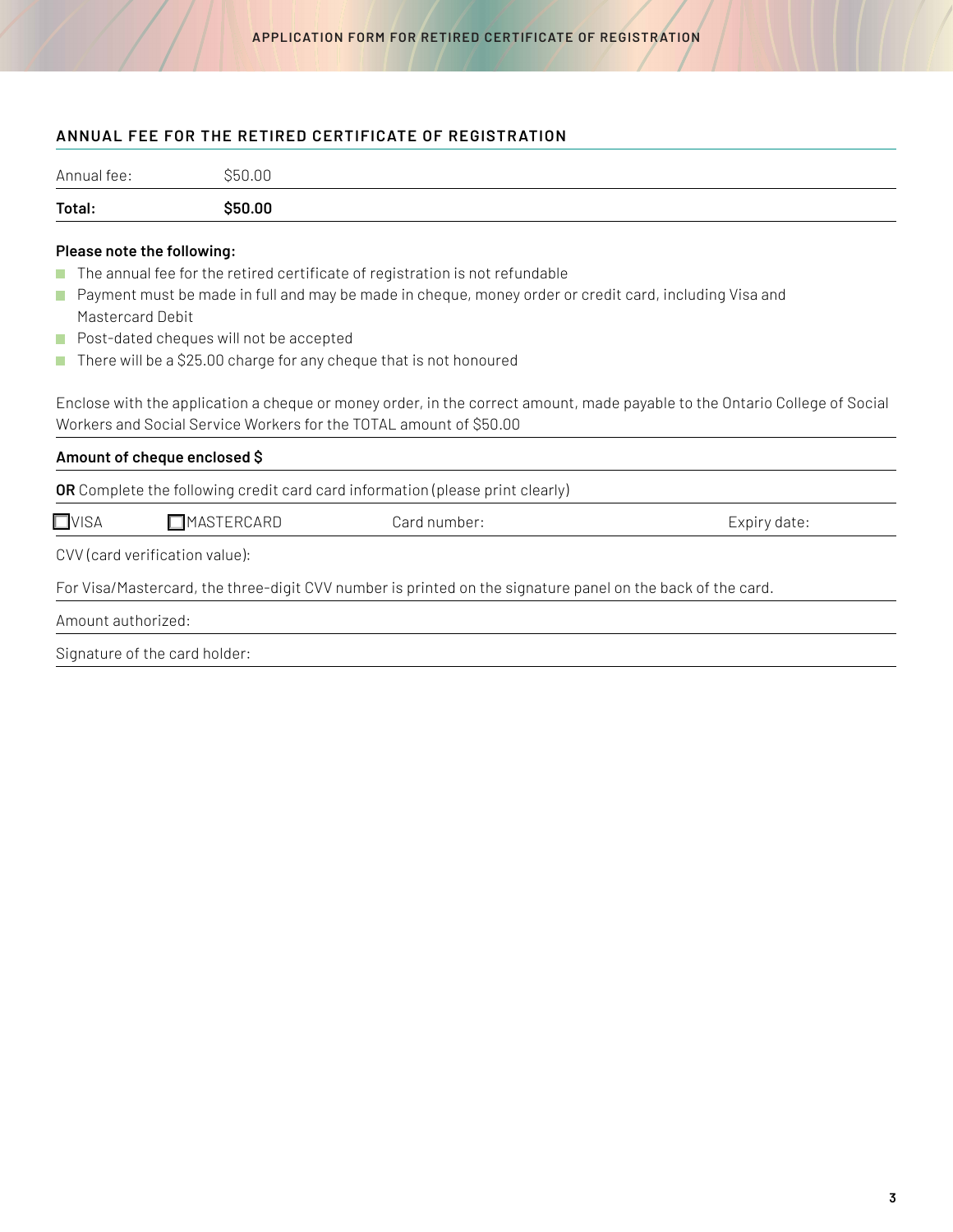## ANNUAL FEE FOR THE RETIRED CERTIFICATE OF REGISTRATION

| | |
|---|---|
| Annual fee: | $50.00 |
| **Total:** | **$50.00** |

**Please note the following:**

- The annual fee for the retired certificate of registration is not refundable
- Payment must be made in full and may be made in cheque, money order or credit card, including Visa and Mastercard Debit
- Post-dated cheques will not be accepted
- There will be a $25.00 charge for any cheque that is not honoured

Enclose with the application a cheque or money order, in the correct amount, made payable to the Ontario College of Social Workers and Social Service Workers for the TOTAL amount of $50.00

**Amount of cheque enclosed $**

**OR** Complete the following credit card card information (please print clearly)

☐ VISA ☐ MASTERCARD Card number: Expiry date:

CVV (card verification value):

For Visa/Mastercard, the three-digit CVV number is printed on the signature panel on the back of the card.

Amount authorized:

Signature of the card holder: